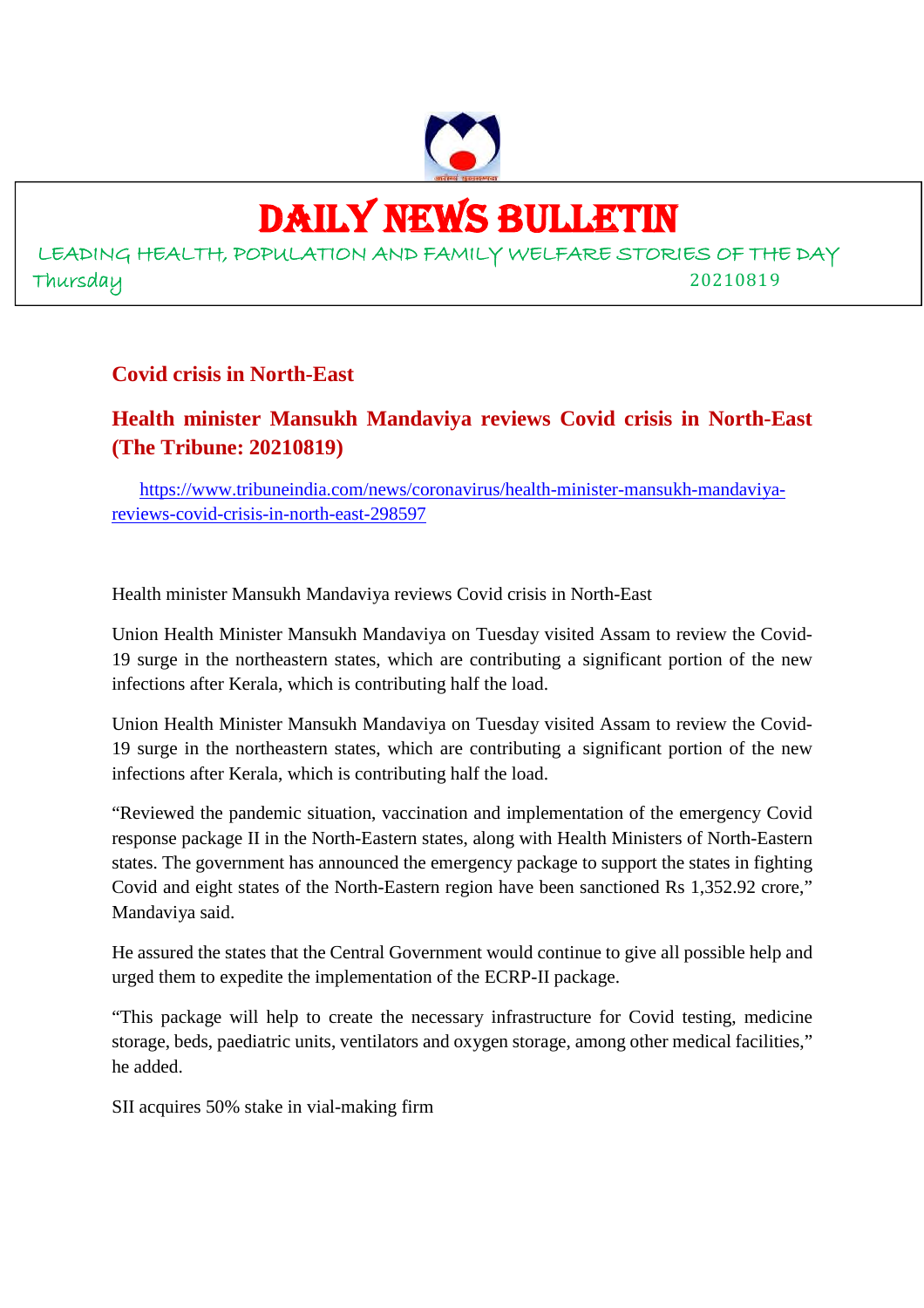# DAILY NEWS BULLETIN

LEADING HEALTH, POPULATION AND FAMILY WELFARE STORIES OF THE DAY

Thursday 20210819

## Covid crisis in North-East

## Health minister Mansukh Mandaviya reviews Covid crisis in North-East (The Tribune: 20210819)

https://www.tribuneindia.com/news/coronavirus/health-minister-mansukh-mandaviya-reviews-covid-crisis-in-north-east-298597

Health minister Mansukh Mandaviya reviews Covid crisis in North-East

Union Health Minister Mansukh Mandaviya on Tuesday visited Assam to review the Covid-19 surge in the northeastern states, which are contributing a significant portion of the new infections after Kerala, which is contributing half the load.

Union Health Minister Mansukh Mandaviya on Tuesday visited Assam to review the Covid-19 surge in the northeastern states, which are contributing a significant portion of the new infections after Kerala, which is contributing half the load.

"Reviewed the pandemic situation, vaccination and implementation of the emergency Covid response package II in the North-Eastern states, along with Health Ministers of North-Eastern states. The government has announced the emergency package to support the states in fighting Covid and eight states of the North-Eastern region have been sanctioned Rs 1,352.92 crore," Mandaviya said.

He assured the states that the Central Government would continue to give all possible help and urged them to expedite the implementation of the ECRP-II package.

"This package will help to create the necessary infrastructure for Covid testing, medicine storage, beds, paediatric units, ventilators and oxygen storage, among other medical facilities," he added.

SII acquires 50% stake in vial-making firm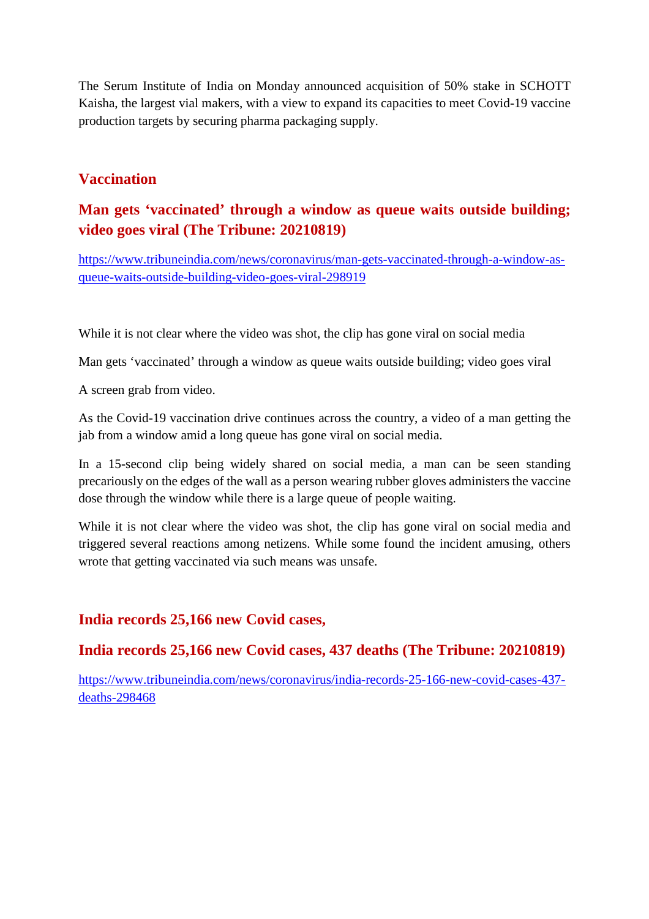The Serum Institute of India on Monday announced acquisition of 50% stake in SCHOTT Kaisha, the largest vial makers, with a view to expand its capacities to meet Covid-19 vaccine production targets by securing pharma packaging supply.

## Vaccination

## Man gets 'vaccinated' through a window as queue waits outside building; video goes viral (The Tribune: 20210819)

https://www.tribuneindia.com/news/coronavirus/man-gets-vaccinated-through-a-window-as-queue-waits-outside-building-video-goes-viral-298919

While it is not clear where the video was shot, the clip has gone viral on social media

Man gets 'vaccinated' through a window as queue waits outside building; video goes viral

A screen grab from video.

As the Covid-19 vaccination drive continues across the country, a video of a man getting the jab from a window amid a long queue has gone viral on social media.

In a 15-second clip being widely shared on social media, a man can be seen standing precariously on the edges of the wall as a person wearing rubber gloves administers the vaccine dose through the window while there is a large queue of people waiting.

While it is not clear where the video was shot, the clip has gone viral on social media and triggered several reactions among netizens. While some found the incident amusing, others wrote that getting vaccinated via such means was unsafe.

## India records 25,166 new Covid cases,

## India records 25,166 new Covid cases, 437 deaths (The Tribune: 20210819)

https://www.tribuneindia.com/news/coronavirus/india-records-25-166-new-covid-cases-437-deaths-298468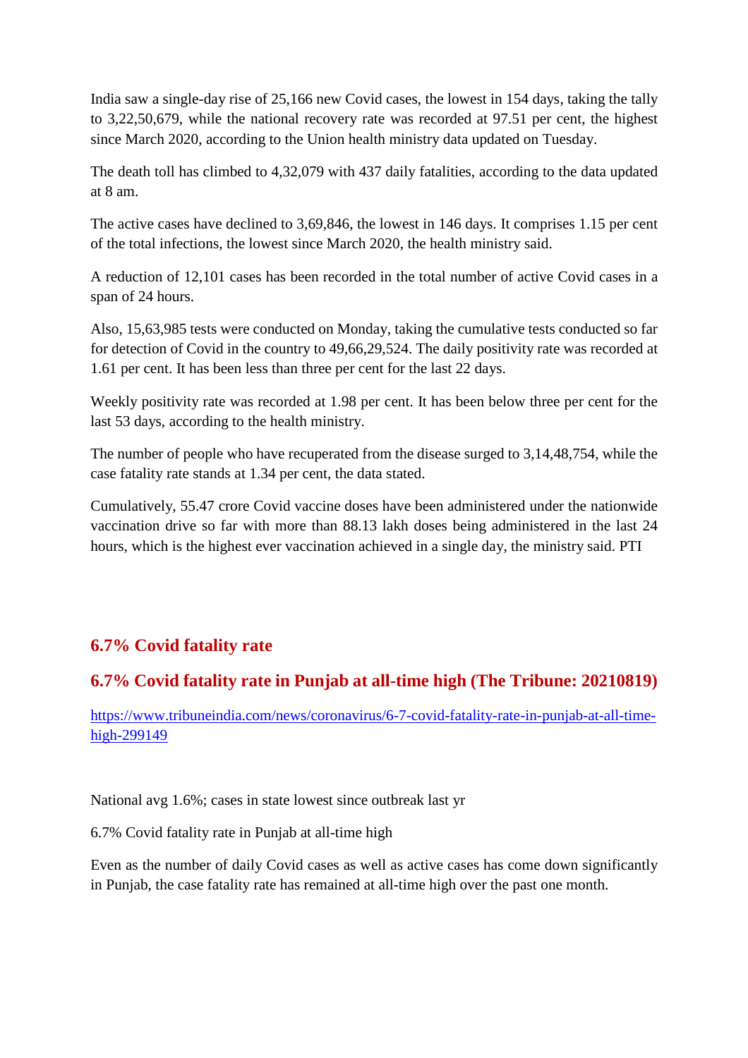India saw a single-day rise of 25,166 new Covid cases, the lowest in 154 days, taking the tally to 3,22,50,679, while the national recovery rate was recorded at 97.51 per cent, the highest since March 2020, according to the Union health ministry data updated on Tuesday.

The death toll has climbed to 4,32,079 with 437 daily fatalities, according to the data updated at 8 am.

The active cases have declined to 3,69,846, the lowest in 146 days. It comprises 1.15 per cent of the total infections, the lowest since March 2020, the health ministry said.

A reduction of 12,101 cases has been recorded in the total number of active Covid cases in a span of 24 hours.

Also, 15,63,985 tests were conducted on Monday, taking the cumulative tests conducted so far for detection of Covid in the country to 49,66,29,524. The daily positivity rate was recorded at 1.61 per cent. It has been less than three per cent for the last 22 days.

Weekly positivity rate was recorded at 1.98 per cent. It has been below three per cent for the last 53 days, according to the health ministry.

The number of people who have recuperated from the disease surged to 3,14,48,754, while the case fatality rate stands at 1.34 per cent, the data stated.

Cumulatively, 55.47 crore Covid vaccine doses have been administered under the nationwide vaccination drive so far with more than 88.13 lakh doses being administered in the last 24 hours, which is the highest ever vaccination achieved in a single day, the ministry said. PTI

## 6.7% Covid fatality rate

## 6.7% Covid fatality rate in Punjab at all-time high (The Tribune: 20210819)

https://www.tribuneindia.com/news/coronavirus/6-7-covid-fatality-rate-in-punjab-at-all-time-high-299149

National avg 1.6%; cases in state lowest since outbreak last yr

6.7% Covid fatality rate in Punjab at all-time high

Even as the number of daily Covid cases as well as active cases has come down significantly in Punjab, the case fatality rate has remained at all-time high over the past one month.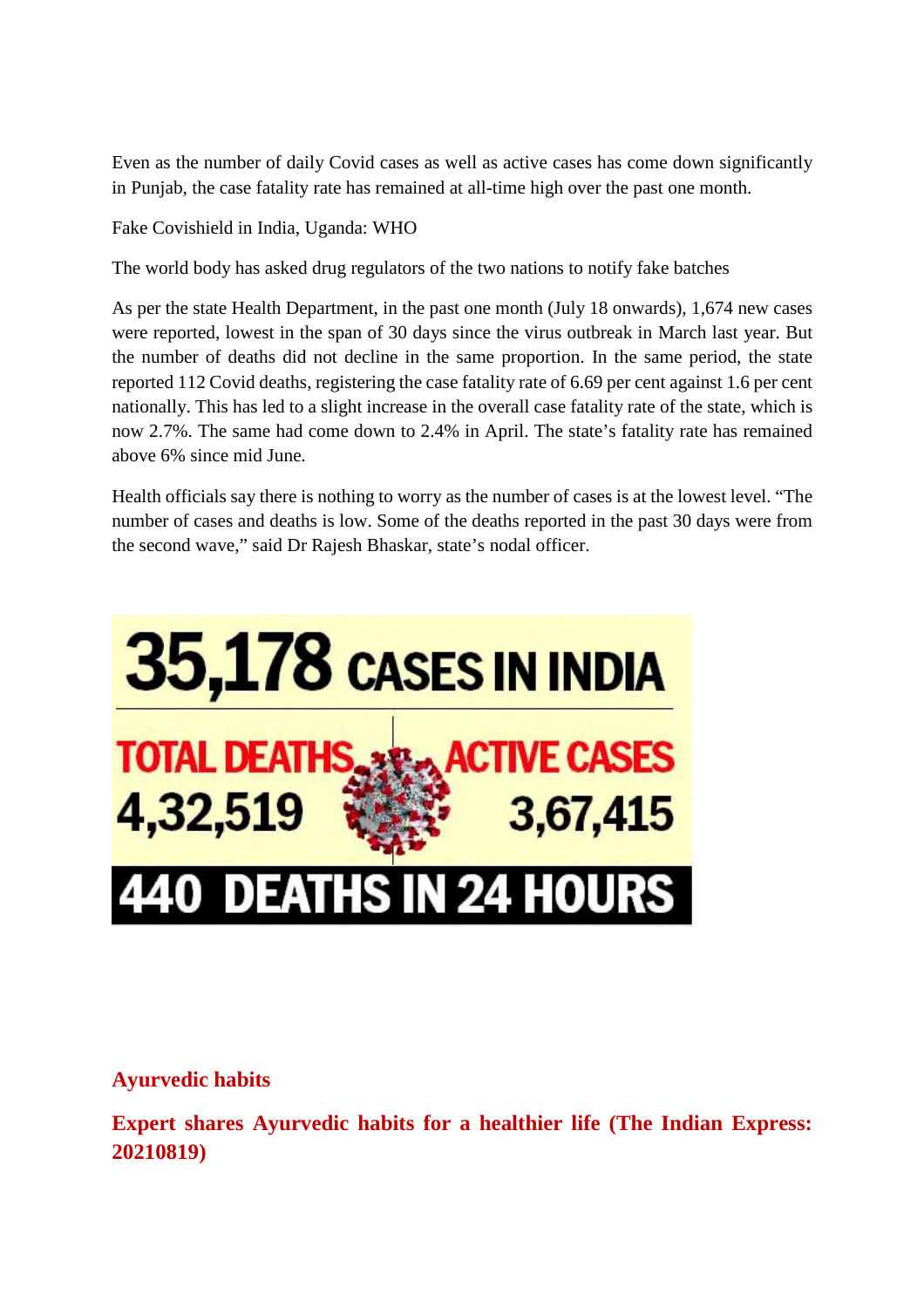Even as the number of daily Covid cases as well as active cases has come down significantly in Punjab, the case fatality rate has remained at all-time high over the past one month.

Fake Covishield in India, Uganda: WHO

The world body has asked drug regulators of the two nations to notify fake batches

As per the state Health Department, in the past one month (July 18 onwards), 1,674 new cases were reported, lowest in the span of 30 days since the virus outbreak in March last year. But the number of deaths did not decline in the same proportion. In the same period, the state reported 112 Covid deaths, registering the case fatality rate of 6.69 per cent against 1.6 per cent nationally. This has led to a slight increase in the overall case fatality rate of the state, which is now 2.7%. The same had come down to 2.4% in April. The state's fatality rate has remained above 6% since mid June.

Health officials say there is nothing to worry as the number of cases is at the lowest level. "The number of cases and deaths is low. Some of the deaths reported in the past 30 days were from the second wave," said Dr Rajesh Bhaskar, state's nodal officer.

**35,178 CASES IN INDIA**

**TOTAL DEATHS** 4,32,519

**ACTIVE CASES** 3,67,415

**440 DEATHS IN 24 HOURS**

## Ayurvedic habits

## Expert shares Ayurvedic habits for a healthier life (The Indian Express: 20210819)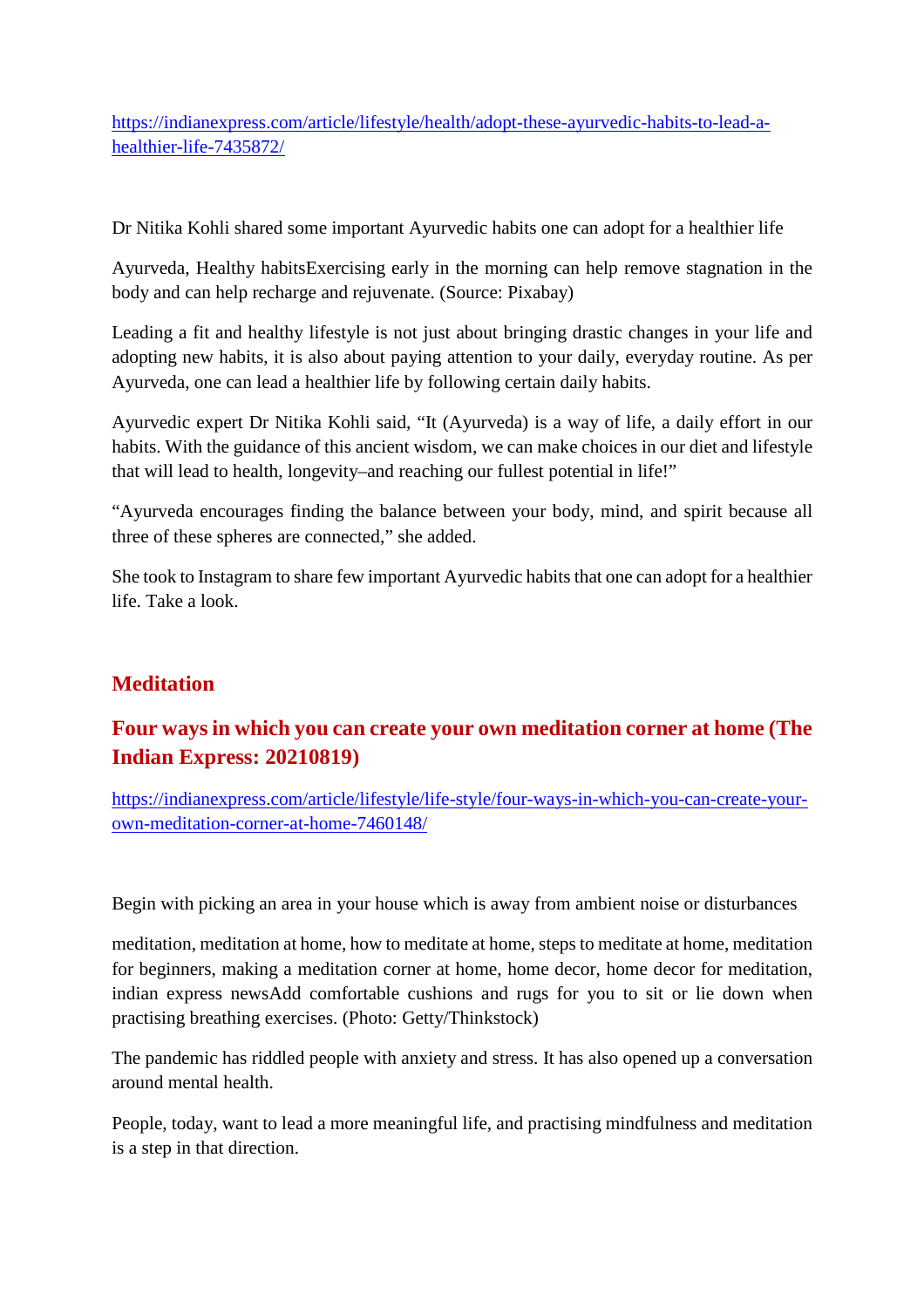https://indianexpress.com/article/lifestyle/health/adopt-these-ayurvedic-habits-to-lead-a-healthier-life-7435872/

Dr Nitika Kohli shared some important Ayurvedic habits one can adopt for a healthier life

Ayurveda, Healthy habitsExercising early in the morning can help remove stagnation in the body and can help recharge and rejuvenate. (Source: Pixabay)

Leading a fit and healthy lifestyle is not just about bringing drastic changes in your life and adopting new habits, it is also about paying attention to your daily, everyday routine. As per Ayurveda, one can lead a healthier life by following certain daily habits.

Ayurvedic expert Dr Nitika Kohli said, "It (Ayurveda) is a way of life, a daily effort in our habits. With the guidance of this ancient wisdom, we can make choices in our diet and lifestyle that will lead to health, longevity–and reaching our fullest potential in life!"

"Ayurveda encourages finding the balance between your body, mind, and spirit because all three of these spheres are connected," she added.

She took to Instagram to share few important Ayurvedic habits that one can adopt for a healthier life. Take a look.

## Meditation

### Four ways in which you can create your own meditation corner at home (The Indian Express: 20210819)

https://indianexpress.com/article/lifestyle/life-style/four-ways-in-which-you-can-create-your-own-meditation-corner-at-home-7460148/

Begin with picking an area in your house which is away from ambient noise or disturbances

meditation, meditation at home, how to meditate at home, steps to meditate at home, meditation for beginners, making a meditation corner at home, home decor, home decor for meditation, indian express newsAdd comfortable cushions and rugs for you to sit or lie down when practising breathing exercises. (Photo: Getty/Thinkstock)

The pandemic has riddled people with anxiety and stress. It has also opened up a conversation around mental health.

People, today, want to lead a more meaningful life, and practising mindfulness and meditation is a step in that direction.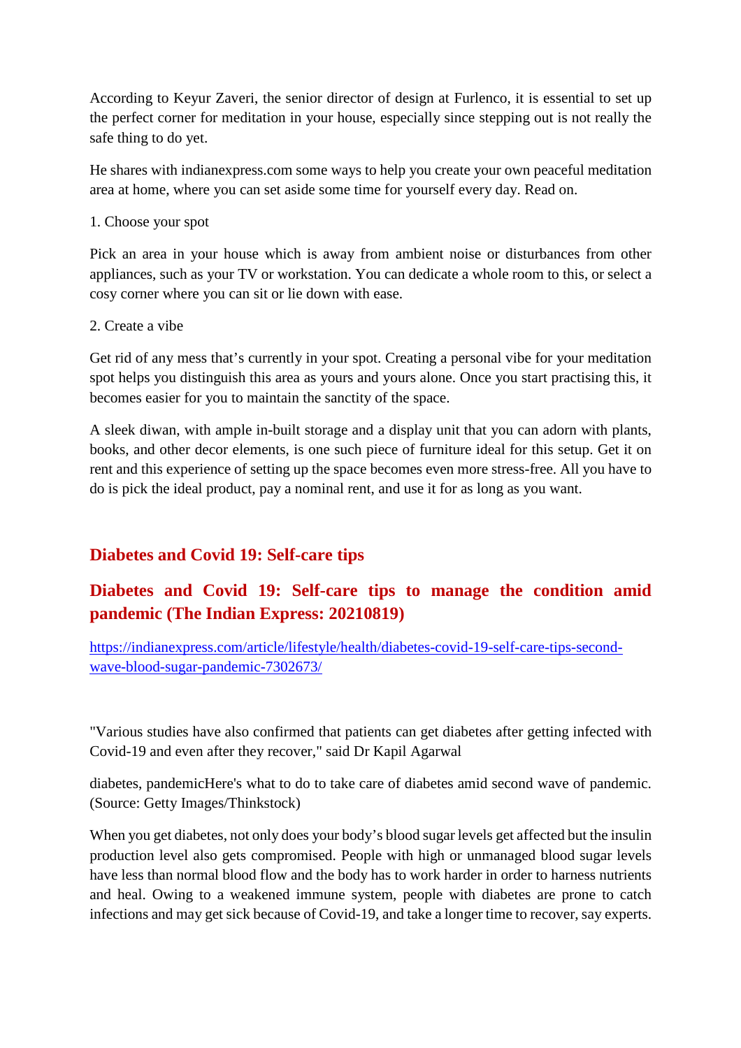According to Keyur Zaveri, the senior director of design at Furlenco, it is essential to set up the perfect corner for meditation in your house, especially since stepping out is not really the safe thing to do yet.

He shares with indianexpress.com some ways to help you create your own peaceful meditation area at home, where you can set aside some time for yourself every day. Read on.

1. Choose your spot

Pick an area in your house which is away from ambient noise or disturbances from other appliances, such as your TV or workstation. You can dedicate a whole room to this, or select a cosy corner where you can sit or lie down with ease.

2. Create a vibe

Get rid of any mess that's currently in your spot. Creating a personal vibe for your meditation spot helps you distinguish this area as yours and yours alone. Once you start practising this, it becomes easier for you to maintain the sanctity of the space.

A sleek diwan, with ample in-built storage and a display unit that you can adorn with plants, books, and other decor elements, is one such piece of furniture ideal for this setup. Get it on rent and this experience of setting up the space becomes even more stress-free. All you have to do is pick the ideal product, pay a nominal rent, and use it for as long as you want.

## Diabetes and Covid 19: Self-care tips

## Diabetes and Covid 19: Self-care tips to manage the condition amid pandemic (The Indian Express: 20210819)

https://indianexpress.com/article/lifestyle/health/diabetes-covid-19-self-care-tips-second-wave-blood-sugar-pandemic-7302673/

"Various studies have also confirmed that patients can get diabetes after getting infected with Covid-19 and even after they recover," said Dr Kapil Agarwal

diabetes, pandemicHere's what to do to take care of diabetes amid second wave of pandemic. (Source: Getty Images/Thinkstock)

When you get diabetes, not only does your body's blood sugar levels get affected but the insulin production level also gets compromised. People with high or unmanaged blood sugar levels have less than normal blood flow and the body has to work harder in order to harness nutrients and heal. Owing to a weakened immune system, people with diabetes are prone to catch infections and may get sick because of Covid-19, and take a longer time to recover, say experts.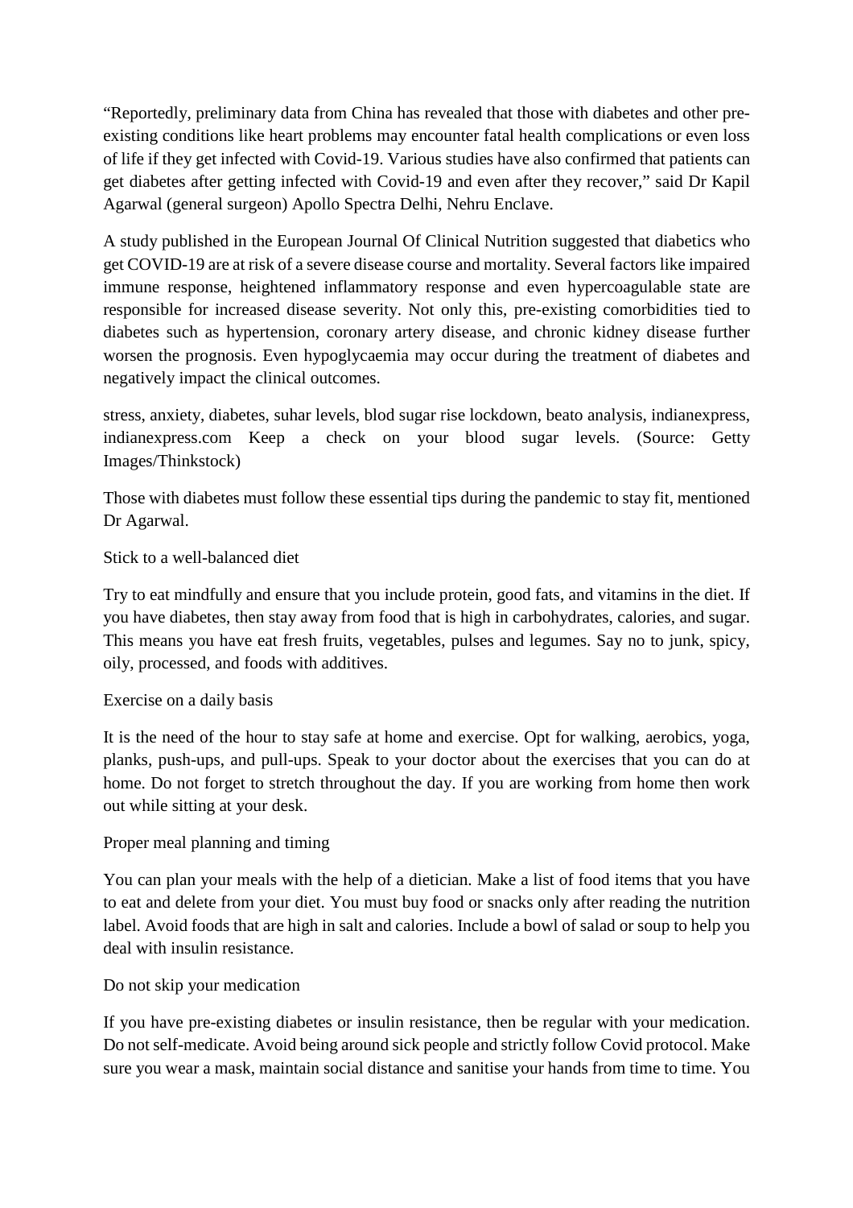"Reportedly, preliminary data from China has revealed that those with diabetes and other pre-existing conditions like heart problems may encounter fatal health complications or even loss of life if they get infected with Covid-19. Various studies have also confirmed that patients can get diabetes after getting infected with Covid-19 and even after they recover," said Dr Kapil Agarwal (general surgeon) Apollo Spectra Delhi, Nehru Enclave.

A study published in the European Journal Of Clinical Nutrition suggested that diabetics who get COVID-19 are at risk of a severe disease course and mortality. Several factors like impaired immune response, heightened inflammatory response and even hypercoagulable state are responsible for increased disease severity. Not only this, pre-existing comorbidities tied to diabetes such as hypertension, coronary artery disease, and chronic kidney disease further worsen the prognosis. Even hypoglycaemia may occur during the treatment of diabetes and negatively impact the clinical outcomes.

stress, anxiety, diabetes, suhar levels, blod sugar rise lockdown, beato analysis, indianexpress, indianexpress.com Keep a check on your blood sugar levels. (Source: Getty Images/Thinkstock)

Those with diabetes must follow these essential tips during the pandemic to stay fit, mentioned Dr Agarwal.

Stick to a well-balanced diet

Try to eat mindfully and ensure that you include protein, good fats, and vitamins in the diet. If you have diabetes, then stay away from food that is high in carbohydrates, calories, and sugar. This means you have eat fresh fruits, vegetables, pulses and legumes. Say no to junk, spicy, oily, processed, and foods with additives.

Exercise on a daily basis

It is the need of the hour to stay safe at home and exercise. Opt for walking, aerobics, yoga, planks, push-ups, and pull-ups. Speak to your doctor about the exercises that you can do at home. Do not forget to stretch throughout the day. If you are working from home then work out while sitting at your desk.

Proper meal planning and timing

You can plan your meals with the help of a dietician. Make a list of food items that you have to eat and delete from your diet. You must buy food or snacks only after reading the nutrition label. Avoid foods that are high in salt and calories. Include a bowl of salad or soup to help you deal with insulin resistance.

Do not skip your medication

If you have pre-existing diabetes or insulin resistance, then be regular with your medication. Do not self-medicate. Avoid being around sick people and strictly follow Covid protocol. Make sure you wear a mask, maintain social distance and sanitise your hands from time to time. You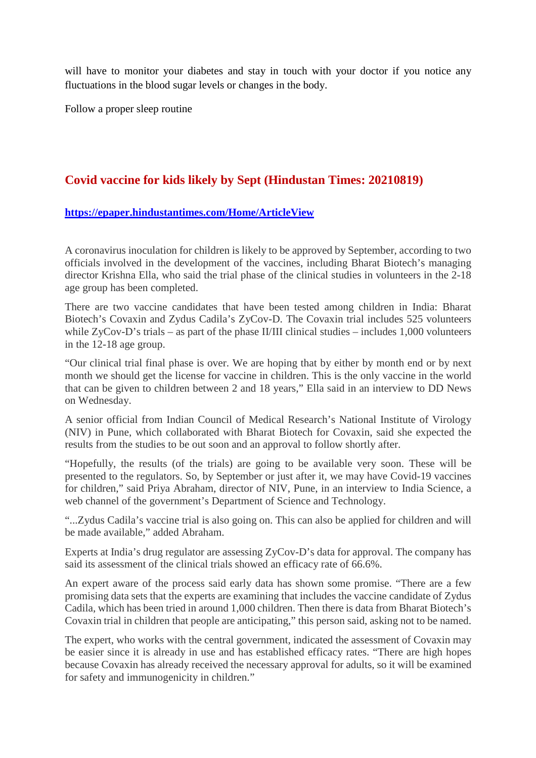will have to monitor your diabetes and stay in touch with your doctor if you notice any fluctuations in the blood sugar levels or changes in the body.

Follow a proper sleep routine

## Covid vaccine for kids likely by Sept (Hindustan Times: 20210819)

**https://epaper.hindustantimes.com/Home/ArticleView**

A coronavirus inoculation for children is likely to be approved by September, according to two officials involved in the development of the vaccines, including Bharat Biotech's managing director Krishna Ella, who said the trial phase of the clinical studies in volunteers in the 2-18 age group has been completed.

There are two vaccine candidates that have been tested among children in India: Bharat Biotech's Covaxin and Zydus Cadila's ZyCov-D. The Covaxin trial includes 525 volunteers while ZyCov-D's trials – as part of the phase II/III clinical studies – includes 1,000 volunteers in the 12-18 age group.

"Our clinical trial final phase is over. We are hoping that by either by month end or by next month we should get the license for vaccine in children. This is the only vaccine in the world that can be given to children between 2 and 18 years," Ella said in an interview to DD News on Wednesday.

A senior official from Indian Council of Medical Research's National Institute of Virology (NIV) in Pune, which collaborated with Bharat Biotech for Covaxin, said she expected the results from the studies to be out soon and an approval to follow shortly after.

"Hopefully, the results (of the trials) are going to be available very soon. These will be presented to the regulators. So, by September or just after it, we may have Covid-19 vaccines for children," said Priya Abraham, director of NIV, Pune, in an interview to India Science, a web channel of the government's Department of Science and Technology.

"...Zydus Cadila's vaccine trial is also going on. This can also be applied for children and will be made available," added Abraham.

Experts at India's drug regulator are assessing ZyCov-D's data for approval. The company has said its assessment of the clinical trials showed an efficacy rate of 66.6%.

An expert aware of the process said early data has shown some promise. "There are a few promising data sets that the experts are examining that includes the vaccine candidate of Zydus Cadila, which has been tried in around 1,000 children. Then there is data from Bharat Biotech's Covaxin trial in children that people are anticipating," this person said, asking not to be named.

The expert, who works with the central government, indicated the assessment of Covaxin may be easier since it is already in use and has established efficacy rates. "There are high hopes because Covaxin has already received the necessary approval for adults, so it will be examined for safety and immunogenicity in children."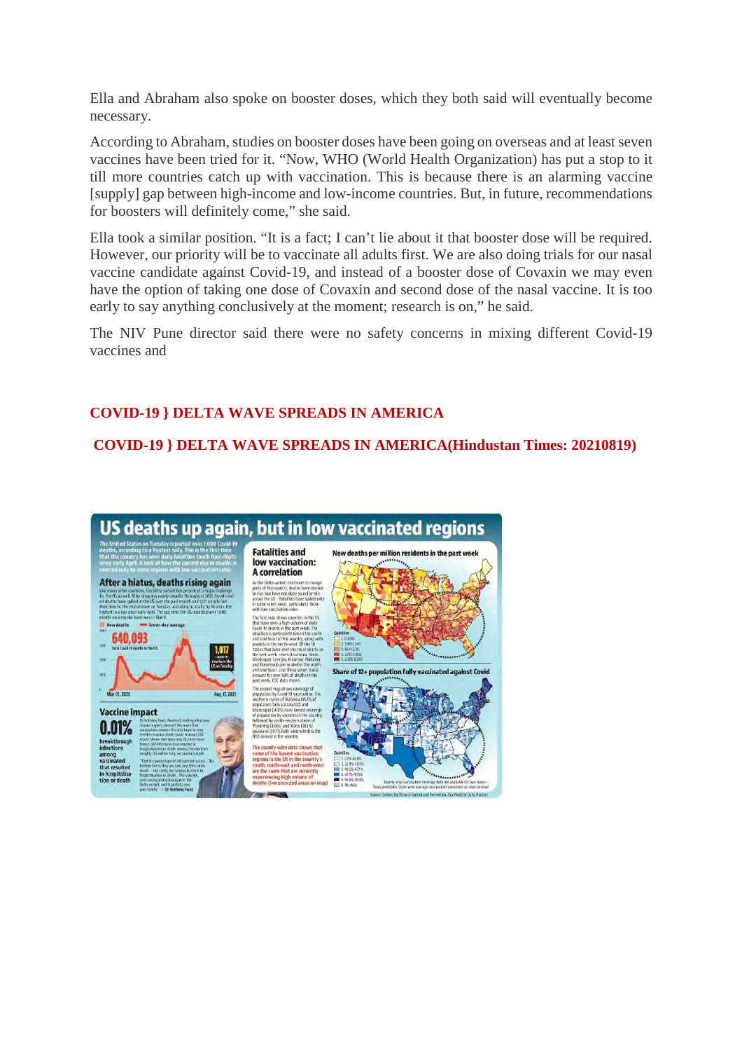Ella and Abraham also spoke on booster doses, which they both said will eventually become necessary.

According to Abraham, studies on booster doses have been going on overseas and at least seven vaccines have been tried for it. "Now, WHO (World Health Organization) has put a stop to it till more countries catch up with vaccination. This is because there is an alarming vaccine [supply] gap between high-income and low-income countries. But, in future, recommendations for boosters will definitely come," she said.

Ella took a similar position. "It is a fact; I can't lie about it that booster dose will be required. However, our priority will be to vaccinate all adults first. We are also doing trials for our nasal vaccine candidate against Covid-19, and instead of a booster dose of Covaxin we may even have the option of taking one dose of Covaxin and second dose of the nasal vaccine. It is too early to say anything conclusively at the moment; research is on," he said.

The NIV Pune director said there were no safety concerns in mixing different Covid-19 vaccines and

## COVID-19 } DELTA WAVE SPREADS IN AMERICA

## COVID-19 } DELTA WAVE SPREADS IN AMERICA(Hindustan Times: 20210819)

**US deaths up again, but in low vaccinated regions**

**After a hiatus, deaths rising again**

**640,093** Total Covid-19 deaths in the US

**Vaccine impact**

**0.01%** breakthrough infections among vaccinated that resulted in hospitalisation or death

**Fatalities and low vaccination: A correlation**

**New deaths per million residents in the past week**

**Share of 12+ population fully vaccinated against Covid**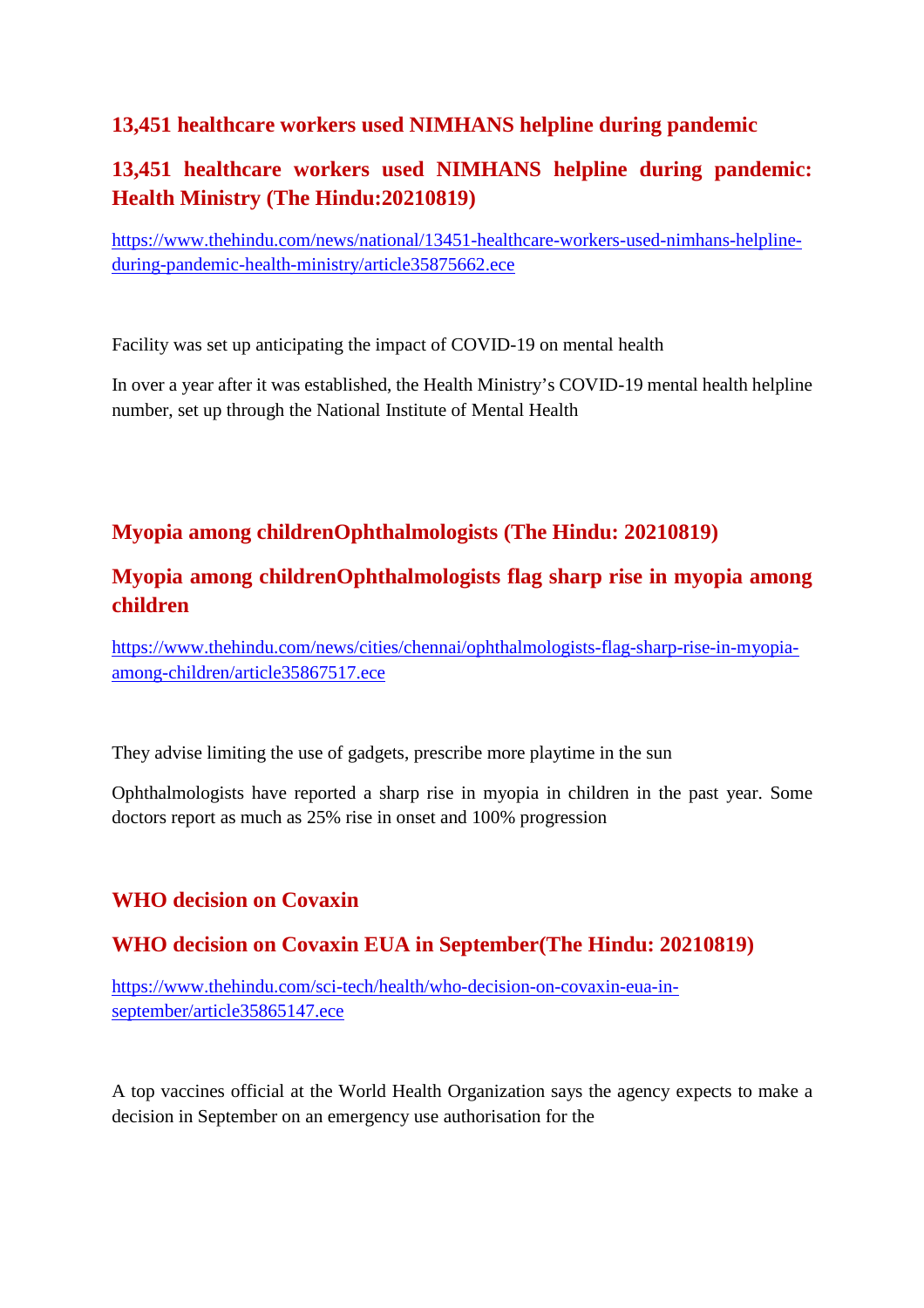## 13,451 healthcare workers used NIMHANS helpline during pandemic

## 13,451 healthcare workers used NIMHANS helpline during pandemic: Health Ministry (The Hindu:20210819)

https://www.thehindu.com/news/national/13451-healthcare-workers-used-nimhans-helpline-during-pandemic-health-ministry/article35875662.ece

Facility was set up anticipating the impact of COVID-19 on mental health

In over a year after it was established, the Health Ministry's COVID-19 mental health helpline number, set up through the National Institute of Mental Health

## Myopia among childrenOphthalmologists (The Hindu: 20210819)

## Myopia among childrenOphthalmologists flag sharp rise in myopia among children

https://www.thehindu.com/news/cities/chennai/ophthalmologists-flag-sharp-rise-in-myopia-among-children/article35867517.ece

They advise limiting the use of gadgets, prescribe more playtime in the sun

Ophthalmologists have reported a sharp rise in myopia in children in the past year. Some doctors report as much as 25% rise in onset and 100% progression

## WHO decision on Covaxin

## WHO decision on Covaxin EUA in September(The Hindu: 20210819)

https://www.thehindu.com/sci-tech/health/who-decision-on-covaxin-eua-in-september/article35865147.ece

A top vaccines official at the World Health Organization says the agency expects to make a decision in September on an emergency use authorisation for the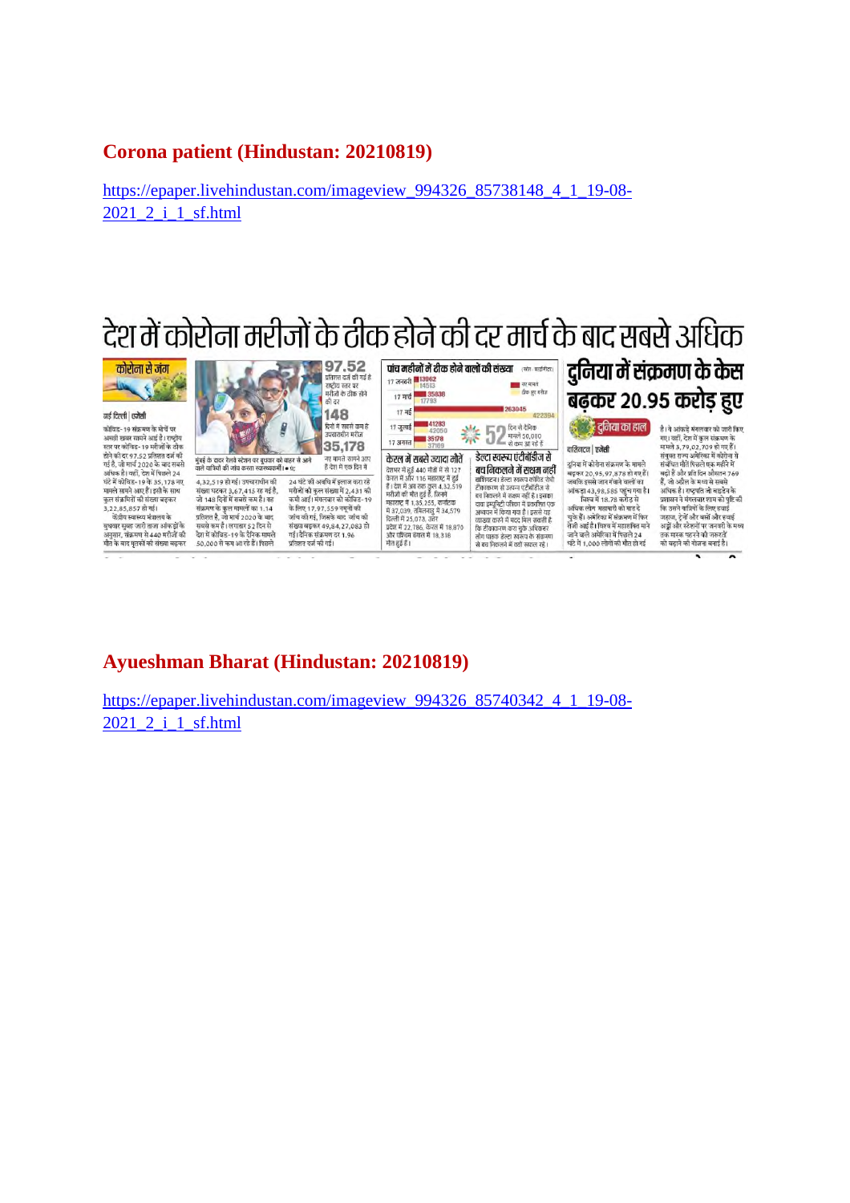**Corona patient (Hindustan: 20210819)**

https://epaper.livehindustan.com/imageview_994326_85738148_4_1_19-08-2021_2_i_1_sf.html

# देश में कोरोना मरीजों के ठीक होने की दर मार्च के बाद सबसे अधिक

**कोरोना से जंग**

नई दिल्ली | एजेंसी

कोविड-19 संक्रमण के मोर्चे पर अच्छी खबर सामने आई है। राष्ट्रीय स्तर पर कोविड-19 मरीजों के ठीक होने की दर 97.52 प्रतिशत दर्ज की गई है, जो मार्च 2020 के बाद सबसे अधिक है। वहीं, देश में पिछले 24 घंटे में कोविड-19 के 35,178 नए मामले सामने आए हैं। इसी के साथ कुल संक्रमितों की संख्या बढ़कर 3,22,85,857 हो गई।

केंद्रीय स्वास्थ्य मंत्रालय के बुधवार सुबह जारी ताजा आंकड़ों के अनुसार, संक्रमण से 440 मरीजों की मौत के बाद मृतकों की संख्या बढ़कर 4,32,519 हो गई। उपचाराधीन की संख्या घटकर 3,67,415 रह गई है, जो 148 दिनों में सबसे कम है। यह संक्रमण के कुल मामलों का 1.14 प्रतिशत है, जो मार्च 2020 के बाद सबसे कम है। लगातार 52 दिन से देश में कोविड-19 के दैनिक मामले 50,000 से कम आ रहे हैं। पिछले 24 घंटे की अवधि में इलाज करा रहे मरीजों की कुल संख्या में 2,431 की कमी आई। मंगलवार को कोविड-19 के लिए 17,97,559 नमूनों की जांच की गई, जिसके बाद जांच की संख्या बढ़कर 49,84,27,083 हो गई। दैनिक संक्रमण दर 1.96 प्रतिशत दर्ज की गई।

मुंबई के दादर रेलवे स्टेशन पर बुधवार को बाहर से आने वाले यात्रियों की जांच करता स्वास्थ्यकर्मी। • पीटीआई

**97.52** प्रतिशत दर्ज की गई है राष्ट्रीय स्तर पर मरीजों के ठीक होने की दर

**148** दिनों में सबसे कम हैं उपचाराधीन मरीज

**35,178** नए मामले सामने आए हैं देश में एक दिन में

**पांच महीनों में ठीक होने वालों की संख्या** (स्रोत: वर्ल्डोमीटर)

| तारीख | नए मामले | ठीक हुए मरीज |
|---|---|---|
| 17 जनवरी | 13962 | 14513 |
| 17 मार्च | 35838 | 17793 |
| 17 मई | 263045 | 422394 |
| 17 जुलाई | 41283 | 42060 |
| 17 अगस्त | 35178 | 37169 |

**52** दिन से दैनिक मामले 50,000 से कम आ रहे हैं

**केरल में सबसे ज्यादा मौतें**

देशभर में हुई 440 मौतों में से 127 केरल में और 116 महाराष्ट्र में हुई हैं। देश में अब तक कुल 4,32,519 मरीजों की मौत हुई है, जिनमें महाराष्ट्र में 1,35,255, कर्नाटक में 37,039, तमिलनाडु में 34,579 दिल्ली में 25,073, उत्तर प्रदेश में 22,786, केरल में 18,870 और पश्चिम बंगाल में 18,318 मौत हुई हैं।

**डेल्टा स्वरूप एंटीबॉडीज से बच निकलने में सक्षम नहीं**

वाशिंगटन। डेल्टा स्वरूप कोविड रोधी टीकाकरण से उत्पन्न एंटीबॉडीज से बच निकलने में सक्षम नहीं है। इसका दावा इम्यूनिटी जर्नल में प्रकाशित एक अध्ययन में किया गया है। इससे यह व्याख्या करने में मदद मिल सकती है कि टीकाकरण करा चुके अधिकतर लोग घातक डेल्टा स्वरूप के संक्रमण से बच निकलने में क्यों सफल रहे।

# दुनिया में संक्रमण के केस बढ़कर 20.95 करोड़ हुए

**दुनिया का हाल**

वाशिंगटन | एजेंसी

दुनिया में कोरोना संक्रमण के मामले बढ़कर 20,95,97,878 हो गए हैं। जबकि इससे जान गंवाने वालों का आंकड़ा 43,98,585 पहुंच गया है।

विश्व में 18.78 करोड़ से अधिक लोग महामारी को मात दे चुके हैं। अमेरिका में संक्रमण में फिर तेजी आई है। विश्व में महामारी मानें जाने वाले अमेरिका में पिछले 24 घंटे में 1,000 लोगों की मौत हो गई है। ये आंकड़े मंत्रालय को जारी किए गए। वहीं, देश में कुल संक्रमण के मामले 3,79,02,709 हो गए हैं। संयुक्त राज्य अमेरिका में कोरोना से संबंधित मौतें पिछले एक महीने में बढ़ी हैं और प्रति दिन औसतन 769 हैं, जो अप्रैल के मध्य से सबसे अधिक है। राष्ट्रपति जो बाइडेन के प्रशासन ने मंगलवार शाम को पुष्टि की कि उसने यात्रियों के लिए हवाई जहाज, ट्रेनों और बसों और हवाई अड्डों और स्टेशनों पर जनवरी के मध्य तक मास्क पहनने की जरूरतें को बढ़ाने की योजना बनाई है।

**Ayueshman Bharat (Hindustan: 20210819)**

https://epaper.livehindustan.com/imageview_994326_85740342_4_1_19-08-2021_2_i_1_sf.html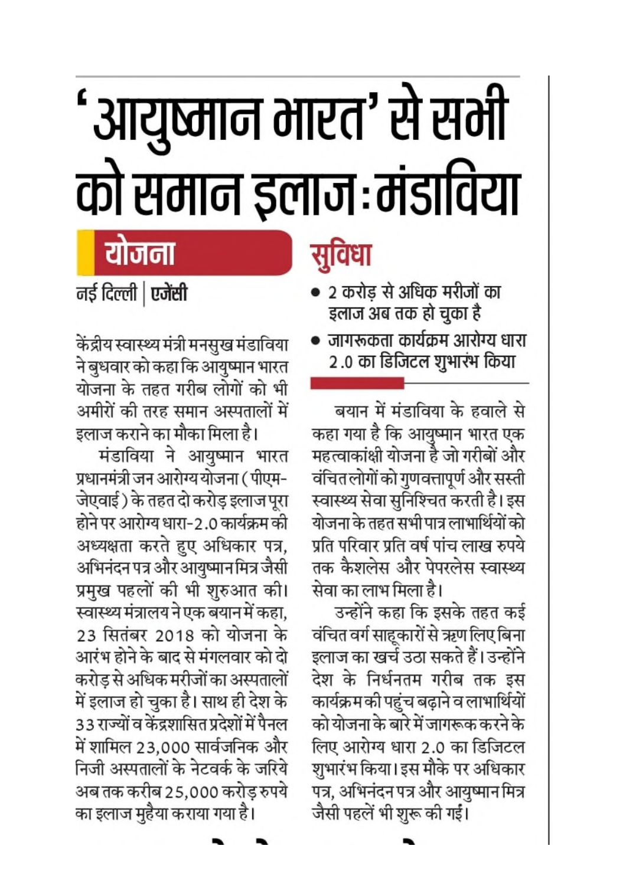# 'आयुष्मान भारत' से सभी को समान इलाज: मंडाविया

## योजना

नई दिल्ली | **एजेंसी**

केंद्रीय स्वास्थ्य मंत्री मनसुख मंडाविया ने बुधवार को कहा कि आयुष्मान भारत योजना के तहत गरीब लोगों को भी अमीरों की तरह समान अस्पतालों में इलाज कराने का मौका मिला है।

मंडाविया ने आयुष्मान भारत प्रधानमंत्री जन आरोग्य योजना (पीएम-जेएवाई) के तहत दो करोड़ इलाज पूरा होने पर आरोग्य धारा-2.0 कार्यक्रम की अध्यक्षता करते हुए अधिकार पत्र, अभिनंदन पत्र और आयुष्मान मित्र जैसी प्रमुख पहलों की भी शुरुआत की। स्वास्थ्य मंत्रालय ने एक बयान में कहा, 23 सितंबर 2018 को योजना के आरंभ होने के बाद से मंगलवार को दो करोड़ से अधिक मरीजों का अस्पतालों में इलाज हो चुका है। साथ ही देश के 33 राज्यों व केंद्रशासित प्रदेशों में पैनल में शामिल 23,000 सार्वजनिक और निजी अस्पतालों के नेटवर्क के जरिये अब तक करीब 25,000 करोड़ रुपये का इलाज मुहैया कराया गया है।

## सुविधा

- 2 करोड़ से अधिक मरीजों का इलाज अब तक हो चुका है
- जागरूकता कार्यक्रम आरोग्य धारा 2.0 का डिजिटल शुभारंभ किया

बयान में मंडाविया के हवाले से कहा गया है कि आयुष्मान भारत एक महत्वाकांक्षी योजना है जो गरीबों और वंचित लोगों को गुणवत्तापूर्ण और सस्ती स्वास्थ्य सेवा सुनिश्चित करती है। इस योजना के तहत सभी पात्र लाभार्थियों को प्रति परिवार प्रति वर्ष पांच लाख रुपये तक कैशलेस और पेपरलेस स्वास्थ्य सेवा का लाभ मिला है।

उन्होंने कहा कि इसके तहत कई वंचित वर्ग साहूकारों से ऋण लिए बिना इलाज का खर्च उठा सकते हैं। उन्होंने देश के निर्धनतम गरीब तक इस कार्यक्रम की पहुंच बढ़ाने व लाभार्थियों को योजना के बारे में जागरूक करने के लिए आरोग्य धारा 2.0 का डिजिटल शुभारंभ किया। इस मौके पर अधिकार पत्र, अभिनंदन पत्र और आयुष्मान मित्र जैसी पहलें भी शुरू की गईं।